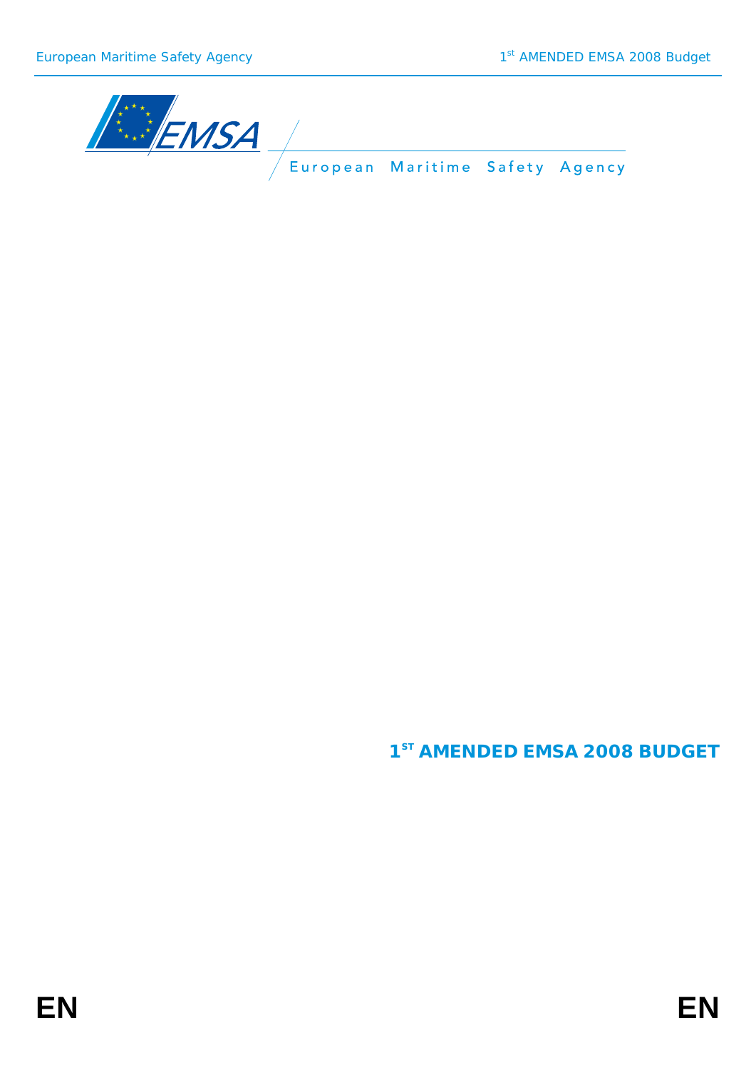European Maritime Safety Agency

# 1ST AMENDED EMSA 2008 BUDGET

EN EN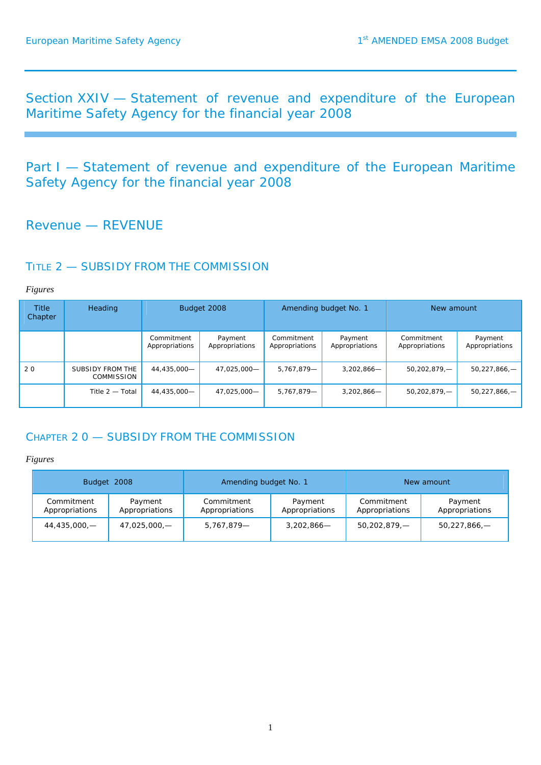# Section XXIV — Statement of revenue and expenditure of the European Maritime Safety Agency for the financial year 2008

## Part I — Statement of revenue and expenditure of the European Maritime Safety Agency for the financial year 2008

## Revenue — REVENUE

### TITLE 2 — SUBSIDY FROM THE COMMISSION

*Figures*

| Title Chapter | Heading | Budget 2008 | | Amending budget No. 1 | | New amount | |
|---|---|---|---|---|---|---|---|
| | | Commitment Appropriations | Payment Appropriations | Commitment Appropriations | Payment Appropriations | Commitment Appropriations | Payment Appropriations |
| 2 0 | SUBSIDY FROM THE COMMISSION | 44,435,000— | 47,025,000— | 5,767,879— | 3,202,866— | 50,202,879,— | 50,227,866,— |
| | Title 2 — Total | 44,435,000— | 47,025,000— | 5,767,879— | 3,202,866— | 50,202,879,— | 50,227,866,— |

### CHAPTER 2 0 — SUBSIDY FROM THE COMMISSION

*Figures*

| Budget 2008 | | Amending budget No. 1 | | New amount | |
|---|---|---|---|---|---|
| Commitment Appropriations | Payment Appropriations | Commitment Appropriations | Payment Appropriations | Commitment Appropriations | Payment Appropriations |
| 44,435,000,— | 47,025,000,— | 5,767,879— | 3,202,866— | 50,202,879,— | 50,227,866,— |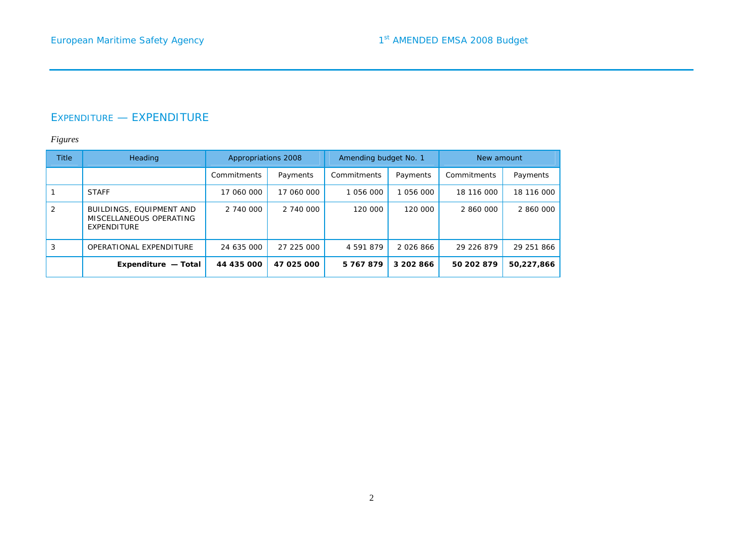## EXPENDITURE — EXPENDITURE

*Figures*

| Title | Heading | Appropriations 2008 | | Amending budget No. 1 | | New amount | |
|---|---|---|---|---|---|---|---|
| | | Commitments | Payments | Commitments | Payments | Commitments | Payments |
| 1 | STAFF | 17 060 000 | 17 060 000 | 1 056 000 | 1 056 000 | 18 116 000 | 18 116 000 |
| 2 | BUILDINGS, EQUIPMENT AND MISCELLANEOUS OPERATING EXPENDITURE | 2 740 000 | 2 740 000 | 120 000 | 120 000 | 2 860 000 | 2 860 000 |
| 3 | OPERATIONAL EXPENDITURE | 24 635 000 | 27 225 000 | 4 591 879 | 2 026 866 | 29 226 879 | 29 251 866 |
| | **Expenditure — Total** | **44 435 000** | **47 025 000** | **5 767 879** | **3 202 866** | **50 202 879** | **50,227,866** |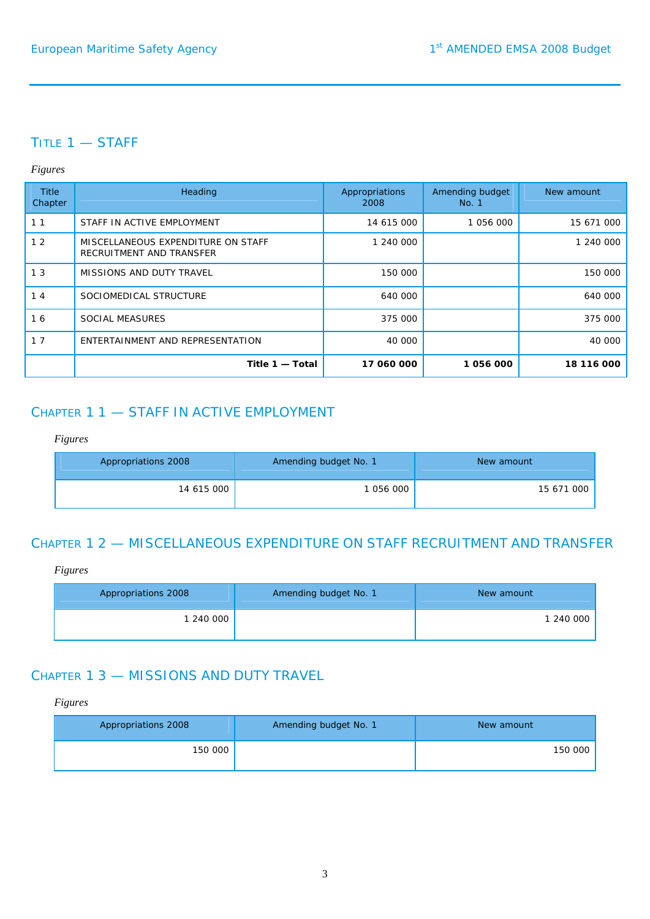# TITLE 1 — STAFF

*Figures*

| Title Chapter | Heading | Appropriations 2008 | Amending budget No. 1 | New amount |
|---|---|---|---|---|
| 1 1 | STAFF IN ACTIVE EMPLOYMENT | 14 615 000 | 1 056 000 | 15 671 000 |
| 1 2 | MISCELLANEOUS EXPENDITURE ON STAFF RECRUITMENT AND TRANSFER | 1 240 000 | | 1 240 000 |
| 1 3 | MISSIONS AND DUTY TRAVEL | 150 000 | | 150 000 |
| 1 4 | SOCIOMEDICAL STRUCTURE | 640 000 | | 640 000 |
| 1 6 | SOCIAL MEASURES | 375 000 | | 375 000 |
| 1 7 | ENTERTAINMENT AND REPRESENTATION | 40 000 | | 40 000 |
| | **Title 1 — Total** | **17 060 000** | **1 056 000** | **18 116 000** |

## CHAPTER 1 1 — STAFF IN ACTIVE EMPLOYMENT

*Figures*

| Appropriations 2008 | Amending budget No. 1 | New amount |
|---|---|---|
| 14 615 000 | 1 056 000 | 15 671 000 |

## CHAPTER 1 2 — MISCELLANEOUS EXPENDITURE ON STAFF RECRUITMENT AND TRANSFER

*Figures*

| Appropriations 2008 | Amending budget No. 1 | New amount |
|---|---|---|
| 1 240 000 | | 1 240 000 |

## CHAPTER 1 3 — MISSIONS AND DUTY TRAVEL

*Figures*

| Appropriations 2008 | Amending budget No. 1 | New amount |
|---|---|---|
| 150 000 | | 150 000 |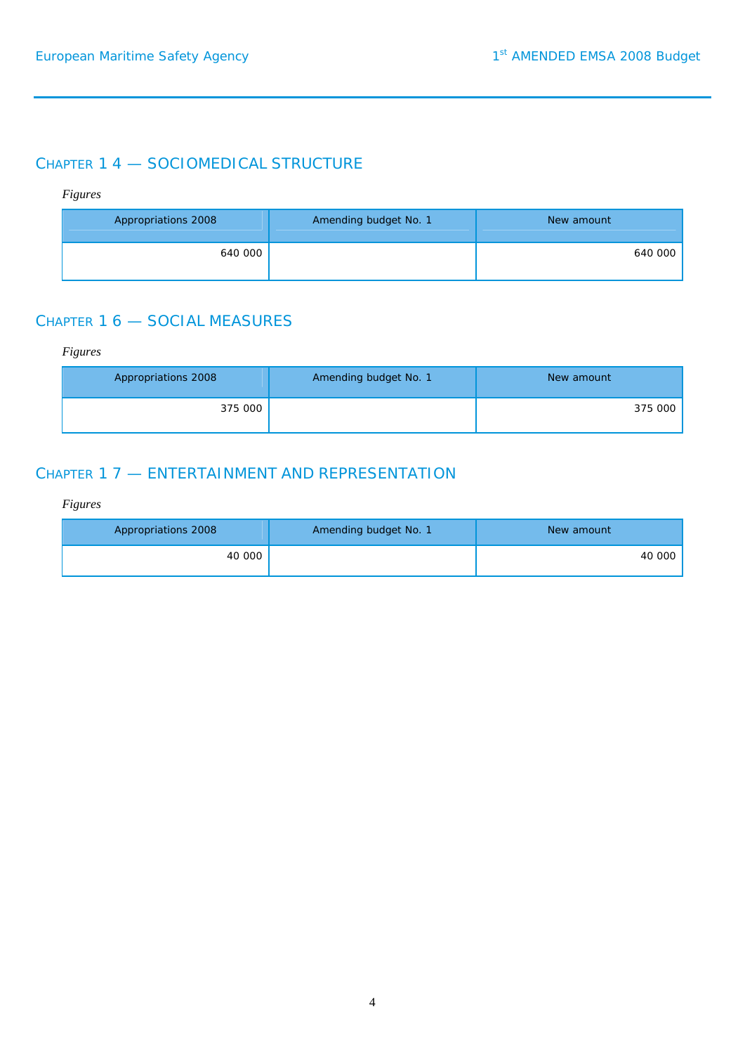## CHAPTER 1 4 — SOCIOMEDICAL STRUCTURE

*Figures*

| Appropriations 2008 | Amending budget No. 1 | New amount |
|---|---|---|
| 640 000 | | 640 000 |

## CHAPTER 1 6 — SOCIAL MEASURES

*Figures*

| Appropriations 2008 | Amending budget No. 1 | New amount |
|---|---|---|
| 375 000 | | 375 000 |

## CHAPTER 1 7 — ENTERTAINMENT AND REPRESENTATION

*Figures*

| Appropriations 2008 | Amending budget No. 1 | New amount |
|---|---|---|
| 40 000 | | 40 000 |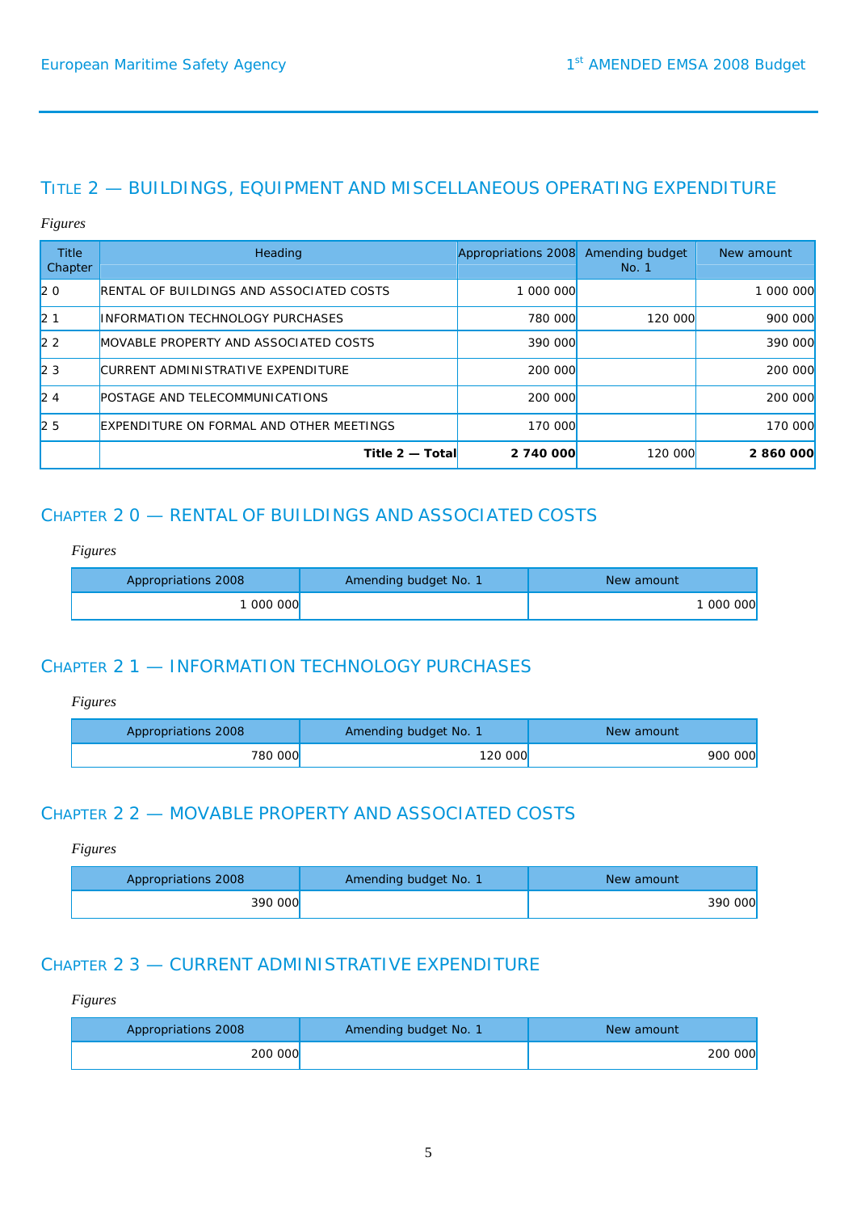## TITLE 2 — BUILDINGS, EQUIPMENT AND MISCELLANEOUS OPERATING EXPENDITURE

*Figures*

| Title Chapter | Heading | Appropriations 2008 | Amending budget No. 1 | New amount |
|---|---|---|---|---|
| 2 0 | RENTAL OF BUILDINGS AND ASSOCIATED COSTS | 1 000 000 | | 1 000 000 |
| 2 1 | INFORMATION TECHNOLOGY PURCHASES | 780 000 | 120 000 | 900 000 |
| 2 2 | MOVABLE PROPERTY AND ASSOCIATED COSTS | 390 000 | | 390 000 |
| 2 3 | CURRENT ADMINISTRATIVE EXPENDITURE | 200 000 | | 200 000 |
| 2 4 | POSTAGE AND TELECOMMUNICATIONS | 200 000 | | 200 000 |
| 2 5 | EXPENDITURE ON FORMAL AND OTHER MEETINGS | 170 000 | | 170 000 |
| | **Title 2 — Total** | **2 740 000** | 120 000 | **2 860 000** |

### CHAPTER 2 0 — RENTAL OF BUILDINGS AND ASSOCIATED COSTS

*Figures*

| Appropriations 2008 | Amending budget No. 1 | New amount |
|---|---|---|
| 1 000 000 | | 1 000 000 |

### CHAPTER 2 1 — INFORMATION TECHNOLOGY PURCHASES

*Figures*

| Appropriations 2008 | Amending budget No. 1 | New amount |
|---|---|---|
| 780 000 | 120 000 | 900 000 |

### CHAPTER 2 2 — MOVABLE PROPERTY AND ASSOCIATED COSTS

*Figures*

| Appropriations 2008 | Amending budget No. 1 | New amount |
|---|---|---|
| 390 000 | | 390 000 |

### CHAPTER 2 3 — CURRENT ADMINISTRATIVE EXPENDITURE

*Figures*

| Appropriations 2008 | Amending budget No. 1 | New amount |
|---|---|---|
| 200 000 | | 200 000 |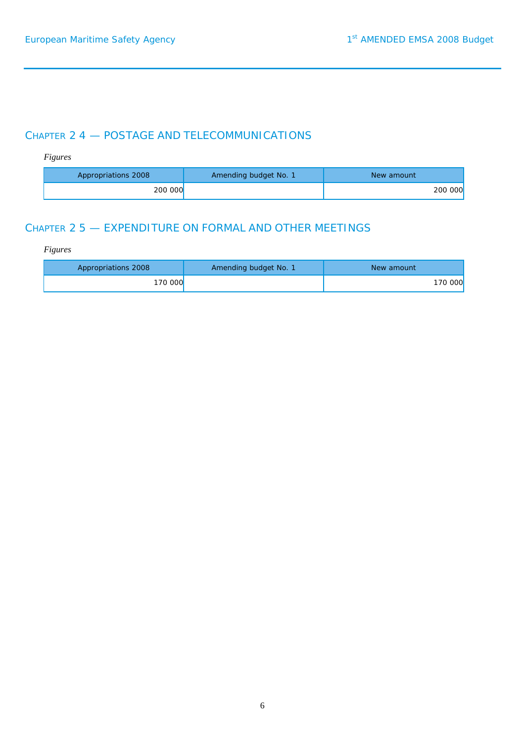## CHAPTER 2 4 — POSTAGE AND TELECOMMUNICATIONS

*Figures*

| Appropriations 2008 | Amending budget No. 1 | New amount |
|---|---|---|
| 200 000 | | 200 000 |

## CHAPTER 2 5 — EXPENDITURE ON FORMAL AND OTHER MEETINGS

*Figures*

| Appropriations 2008 | Amending budget No. 1 | New amount |
|---|---|---|
| 170 000 | | 170 000 |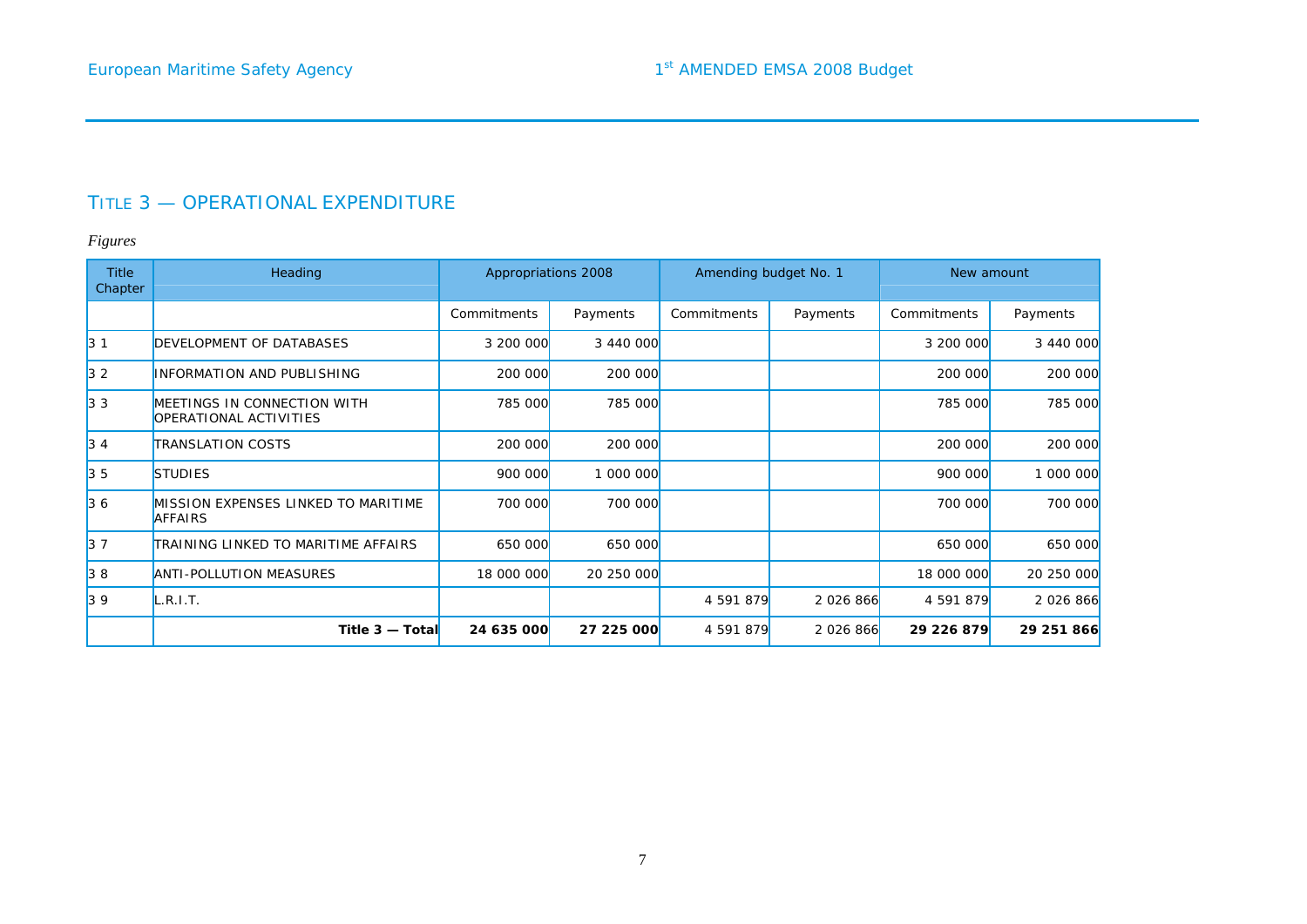## TITLE 3 — OPERATIONAL EXPENDITURE

*Figures*

| Title Chapter | Heading | Appropriations 2008 | | Amending budget No. 1 | | New amount | |
|---|---|---|---|---|---|---|---|
| | | Commitments | Payments | Commitments | Payments | Commitments | Payments |
| 3 1 | DEVELOPMENT OF DATABASES | 3 200 000 | 3 440 000 | | | 3 200 000 | 3 440 000 |
| 3 2 | INFORMATION AND PUBLISHING | 200 000 | 200 000 | | | 200 000 | 200 000 |
| 3 3 | MEETINGS IN CONNECTION WITH OPERATIONAL ACTIVITIES | 785 000 | 785 000 | | | 785 000 | 785 000 |
| 3 4 | TRANSLATION COSTS | 200 000 | 200 000 | | | 200 000 | 200 000 |
| 3 5 | STUDIES | 900 000 | 1 000 000 | | | 900 000 | 1 000 000 |
| 3 6 | MISSION EXPENSES LINKED TO MARITIME AFFAIRS | 700 000 | 700 000 | | | 700 000 | 700 000 |
| 3 7 | TRAINING LINKED TO MARITIME AFFAIRS | 650 000 | 650 000 | | | 650 000 | 650 000 |
| 3 8 | ANTI-POLLUTION MEASURES | 18 000 000 | 20 250 000 | | | 18 000 000 | 20 250 000 |
| 3 9 | L.R.I.T. | | | 4 591 879 | 2 026 866 | 4 591 879 | 2 026 866 |
| | **Title 3 — Total** | **24 635 000** | **27 225 000** | 4 591 879 | 2 026 866 | **29 226 879** | **29 251 866** |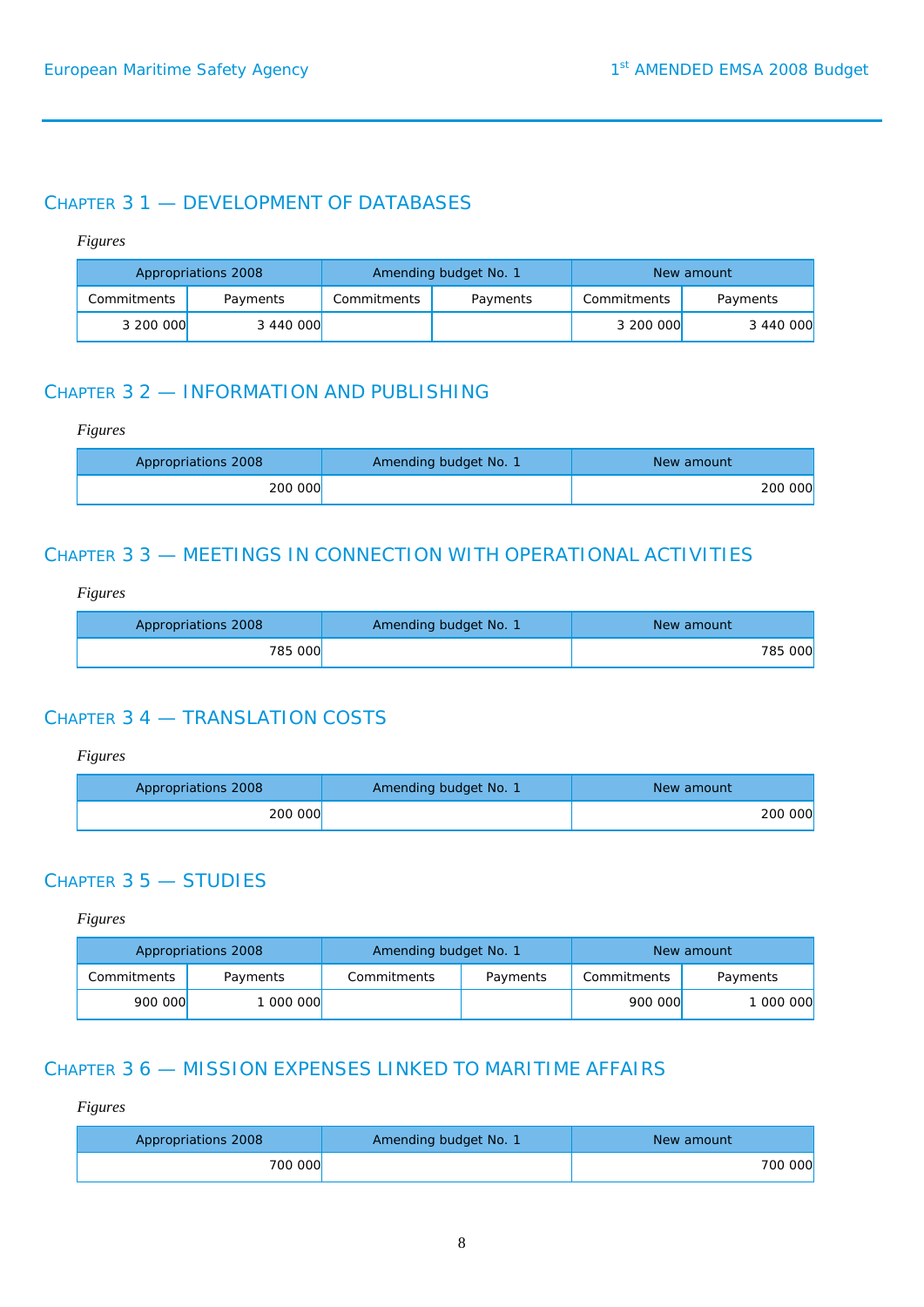## CHAPTER 3 1 — DEVELOPMENT OF DATABASES

*Figures*

| Appropriations 2008 | | Amending budget No. 1 | | New amount | |
|---|---|---|---|---|---|
| Commitments | Payments | Commitments | Payments | Commitments | Payments |
| 3 200 000 | 3 440 000 | | | 3 200 000 | 3 440 000 |

## CHAPTER 3 2 — INFORMATION AND PUBLISHING

*Figures*

| Appropriations 2008 | Amending budget No. 1 | New amount |
|---|---|---|
| 200 000 | | 200 000 |

## CHAPTER 3 3 — MEETINGS IN CONNECTION WITH OPERATIONAL ACTIVITIES

*Figures*

| Appropriations 2008 | Amending budget No. 1 | New amount |
|---|---|---|
| 785 000 | | 785 000 |

## CHAPTER 3 4 — TRANSLATION COSTS

*Figures*

| Appropriations 2008 | Amending budget No. 1 | New amount |
|---|---|---|
| 200 000 | | 200 000 |

## CHAPTER 3 5 — STUDIES

*Figures*

| Appropriations 2008 | | Amending budget No. 1 | | New amount | |
|---|---|---|---|---|---|
| Commitments | Payments | Commitments | Payments | Commitments | Payments |
| 900 000 | 1 000 000 | | | 900 000 | 1 000 000 |

## CHAPTER 3 6 — MISSION EXPENSES LINKED TO MARITIME AFFAIRS

*Figures*

| Appropriations 2008 | Amending budget No. 1 | New amount |
|---|---|---|
| 700 000 | | 700 000 |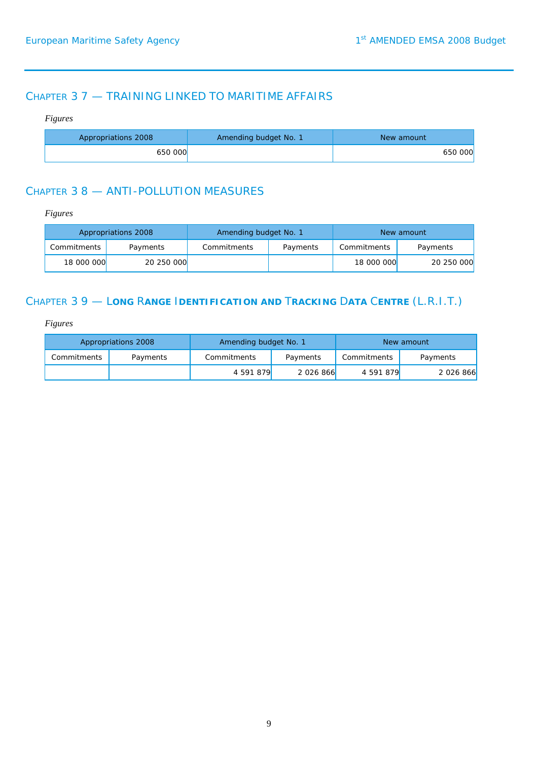## CHAPTER 3 7 — TRAINING LINKED TO MARITIME AFFAIRS

*Figures*

| Appropriations 2008 | Amending budget No. 1 | New amount |
|---|---|---|
| 650 000 | | 650 000 |

## CHAPTER 3 8 — ANTI-POLLUTION MEASURES

*Figures*

| Appropriations 2008 | | Amending budget No. 1 | | New amount | |
|---|---|---|---|---|---|
| Commitments | Payments | Commitments | Payments | Commitments | Payments |
| 18 000 000 | 20 250 000 | | | 18 000 000 | 20 250 000 |

## CHAPTER 3 9 — LONG RANGE IDENTIFICATION AND TRACKING DATA CENTRE (L.R.I.T.)

*Figures*

| Appropriations 2008 | | Amending budget No. 1 | | New amount | |
|---|---|---|---|---|---|
| Commitments | Payments | Commitments | Payments | Commitments | Payments |
| | | 4 591 879 | 2 026 866 | 4 591 879 | 2 026 866 |